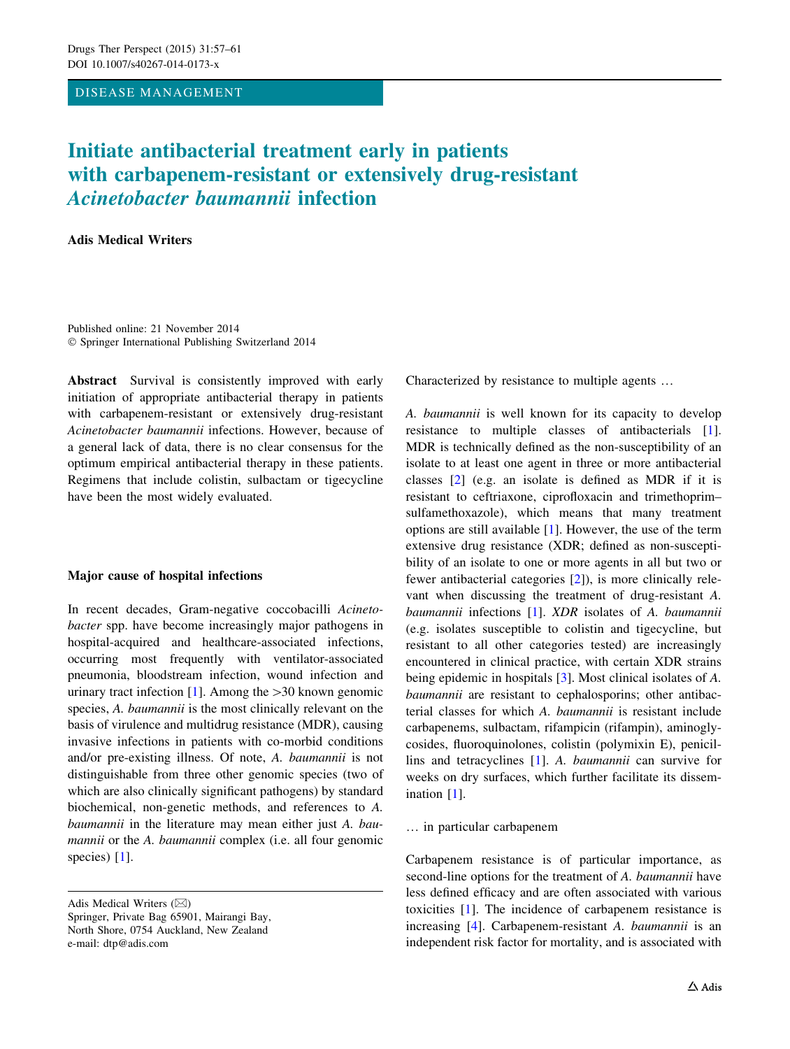DISEASE MANAGEMENT

# Initiate antibacterial treatment early in patients with carbapenem-resistant or extensively drug-resistant *Acinetobacter baumannii* infection

**Adis Medical Writers**

Published online: 21 November 2014
© Springer International Publishing Switzerland 2014

**Abstract** Survival is consistently improved with early initiation of appropriate antibacterial therapy in patients with carbapenem-resistant or extensively drug-resistant *Acinetobacter baumannii* infections. However, because of a general lack of data, there is no clear consensus for the optimum empirical antibacterial therapy in these patients. Regimens that include colistin, sulbactam or tigecycline have been the most widely evaluated.

### Major cause of hospital infections

In recent decades, Gram-negative coccobacilli *Acinetobacter* spp. have become increasingly major pathogens in hospital-acquired and healthcare-associated infections, occurring most frequently with ventilator-associated pneumonia, bloodstream infection, wound infection and urinary tract infection [1]. Among the >30 known genomic species, *A. baumannii* is the most clinically relevant on the basis of virulence and multidrug resistance (MDR), causing invasive infections in patients with co-morbid conditions and/or pre-existing illness. Of note, *A. baumannii* is not distinguishable from three other genomic species (two of which are also clinically significant pathogens) by standard biochemical, non-genetic methods, and references to *A. baumannii* in the literature may mean either just *A. baumannii* or the *A. baumannii* complex (i.e. all four genomic species) [1].

Adis Medical Writers (✉)
Springer, Private Bag 65901, Mairangi Bay,
North Shore, 0754 Auckland, New Zealand
e-mail: dtp@adis.com

Characterized by resistance to multiple agents …

*A. baumannii* is well known for its capacity to develop resistance to multiple classes of antibacterials [1]. MDR is technically defined as the non-susceptibility of an isolate to at least one agent in three or more antibacterial classes [2] (e.g. an isolate is defined as MDR if it is resistant to ceftriaxone, ciprofloxacin and trimethoprim–sulfamethoxazole), which means that many treatment options are still available [1]. However, the use of the term extensive drug resistance (XDR; defined as non-susceptibility of an isolate to one or more agents in all but two or fewer antibacterial categories [2]), is more clinically relevant when discussing the treatment of drug-resistant *A. baumannii* infections [1]. *XDR* isolates of *A. baumannii* (e.g. isolates susceptible to colistin and tigecycline, but resistant to all other categories tested) are increasingly encountered in clinical practice, with certain XDR strains being epidemic in hospitals [3]. Most clinical isolates of *A. baumannii* are resistant to cephalosporins; other antibacterial classes for which *A. baumannii* is resistant include carbapenems, sulbactam, rifampicin (rifampin), aminoglycosides, fluoroquinolones, colistin (polymixin E), penicillins and tetracyclines [1]. *A. baumannii* can survive for weeks on dry surfaces, which further facilitate its dissemination [1].

… in particular carbapenem

Carbapenem resistance is of particular importance, as second-line options for the treatment of *A. baumannii* have less defined efficacy and are often associated with various toxicities [1]. The incidence of carbapenem resistance is increasing [4]. Carbapenem-resistant *A. baumannii* is an independent risk factor for mortality, and is associated with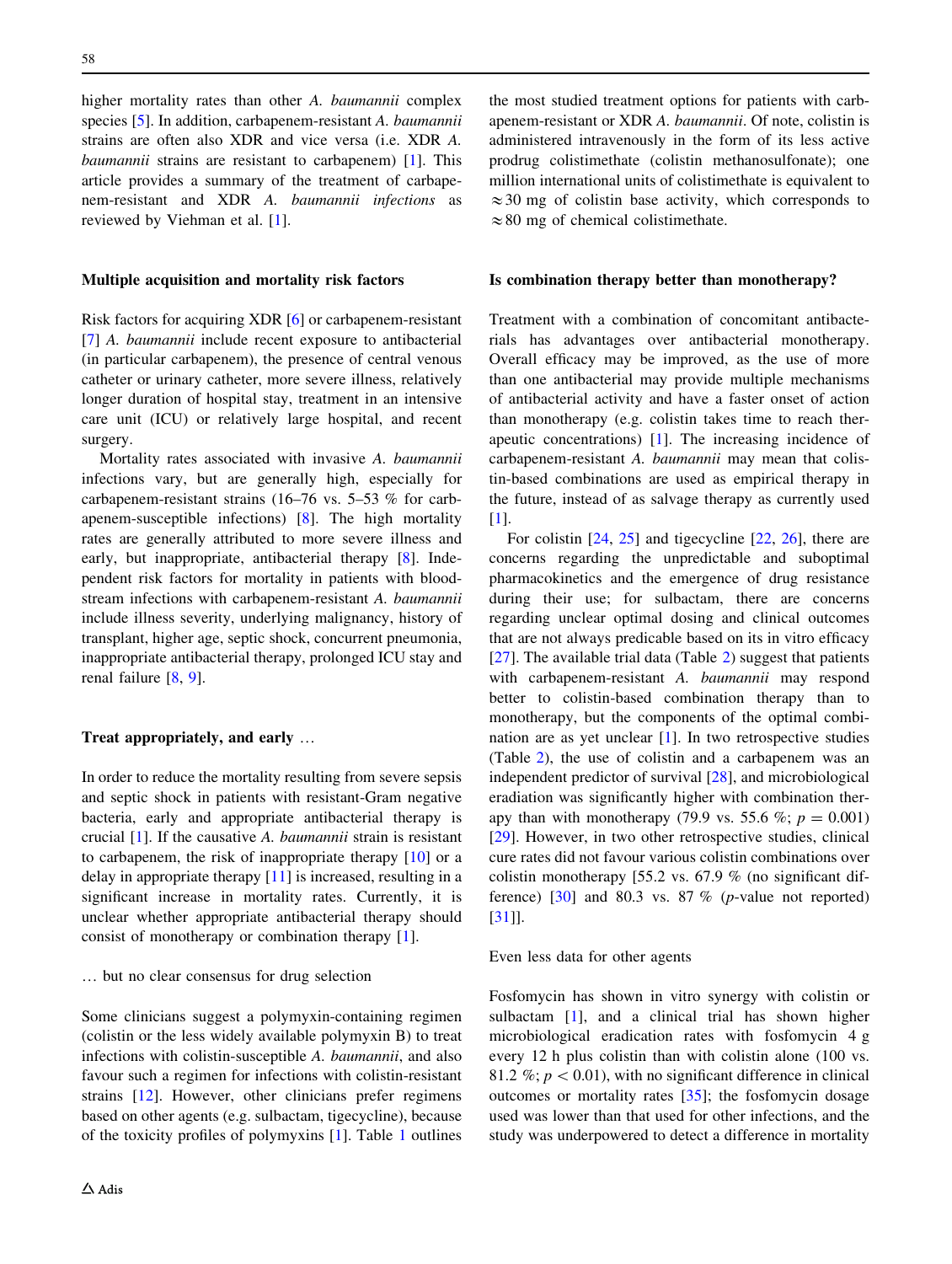higher mortality rates than other *A. baumannii* complex species [5]. In addition, carbapenem-resistant *A. baumannii* strains are often also XDR and vice versa (i.e. XDR *A. baumannii* strains are resistant to carbapenem) [1]. This article provides a summary of the treatment of carbapenem-resistant and XDR *A. baumannii infections* as reviewed by Viehman et al. [1].

## Multiple acquisition and mortality risk factors

Risk factors for acquiring XDR [6] or carbapenem-resistant [7] *A. baumannii* include recent exposure to antibacterial (in particular carbapenem), the presence of central venous catheter or urinary catheter, more severe illness, relatively longer duration of hospital stay, treatment in an intensive care unit (ICU) or relatively large hospital, and recent surgery.

Mortality rates associated with invasive *A. baumannii* infections vary, but are generally high, especially for carbapenem-resistant strains (16–76 vs. 5–53 % for carbapenem-susceptible infections) [8]. The high mortality rates are generally attributed to more severe illness and early, but inappropriate, antibacterial therapy [8]. Independent risk factors for mortality in patients with bloodstream infections with carbapenem-resistant *A. baumannii* include illness severity, underlying malignancy, history of transplant, higher age, septic shock, concurrent pneumonia, inappropriate antibacterial therapy, prolonged ICU stay and renal failure [8, 9].

## Treat appropriately, and early …

In order to reduce the mortality resulting from severe sepsis and septic shock in patients with resistant-Gram negative bacteria, early and appropriate antibacterial therapy is crucial [1]. If the causative *A. baumannii* strain is resistant to carbapenem, the risk of inappropriate therapy [10] or a delay in appropriate therapy [11] is increased, resulting in a significant increase in mortality rates. Currently, it is unclear whether appropriate antibacterial therapy should consist of monotherapy or combination therapy [1].

### … but no clear consensus for drug selection

Some clinicians suggest a polymyxin-containing regimen (colistin or the less widely available polymyxin B) to treat infections with colistin-susceptible *A. baumannii*, and also favour such a regimen for infections with colistin-resistant strains [12]. However, other clinicians prefer regimens based on other agents (e.g. sulbactam, tigecycline), because of the toxicity profiles of polymyxins [1]. Table 1 outlines the most studied treatment options for patients with carbapenem-resistant or XDR *A. baumannii*. Of note, colistin is administered intravenously in the form of its less active prodrug colistimethate (colistin methanosulfonate); one million international units of colistimethate is equivalent to $\approx$30 mg of colistin base activity, which corresponds to $\approx$80 mg of chemical colistimethate.

## Is combination therapy better than monotherapy?

Treatment with a combination of concomitant antibacterials has advantages over antibacterial monotherapy. Overall efficacy may be improved, as the use of more than one antibacterial may provide multiple mechanisms of antibacterial activity and have a faster onset of action than monotherapy (e.g. colistin takes time to reach therapeutic concentrations) [1]. The increasing incidence of carbapenem-resistant *A. baumannii* may mean that colistin-based combinations are used as empirical therapy in the future, instead of as salvage therapy as currently used [1].

For colistin [24, 25] and tigecycline [22, 26], there are concerns regarding the unpredictable and suboptimal pharmacokinetics and the emergence of drug resistance during their use; for sulbactam, there are concerns regarding unclear optimal dosing and clinical outcomes that are not always predicable based on its in vitro efficacy [27]. The available trial data (Table 2) suggest that patients with carbapenem-resistant *A. baumannii* may respond better to colistin-based combination therapy than to monotherapy, but the components of the optimal combination are as yet unclear [1]. In two retrospective studies (Table 2), the use of colistin and a carbapenem was an independent predictor of survival [28], and microbiological eradiation was significantly higher with combination therapy than with monotherapy (79.9 vs. 55.6 %; $p = 0.001$) [29]. However, in two other retrospective studies, clinical cure rates did not favour various colistin combinations over colistin monotherapy [55.2 vs. 67.9 % (no significant difference) [30] and 80.3 vs. 87 % (*p*-value not reported) [31]].

### Even less data for other agents

Fosfomycin has shown in vitro synergy with colistin or sulbactam [1], and a clinical trial has shown higher microbiological eradication rates with fosfomycin 4 g every 12 h plus colistin than with colistin alone (100 vs. 81.2 %; $p < 0.01$), with no significant difference in clinical outcomes or mortality rates [35]; the fosfomycin dosage used was lower than that used for other infections, and the study was underpowered to detect a difference in mortality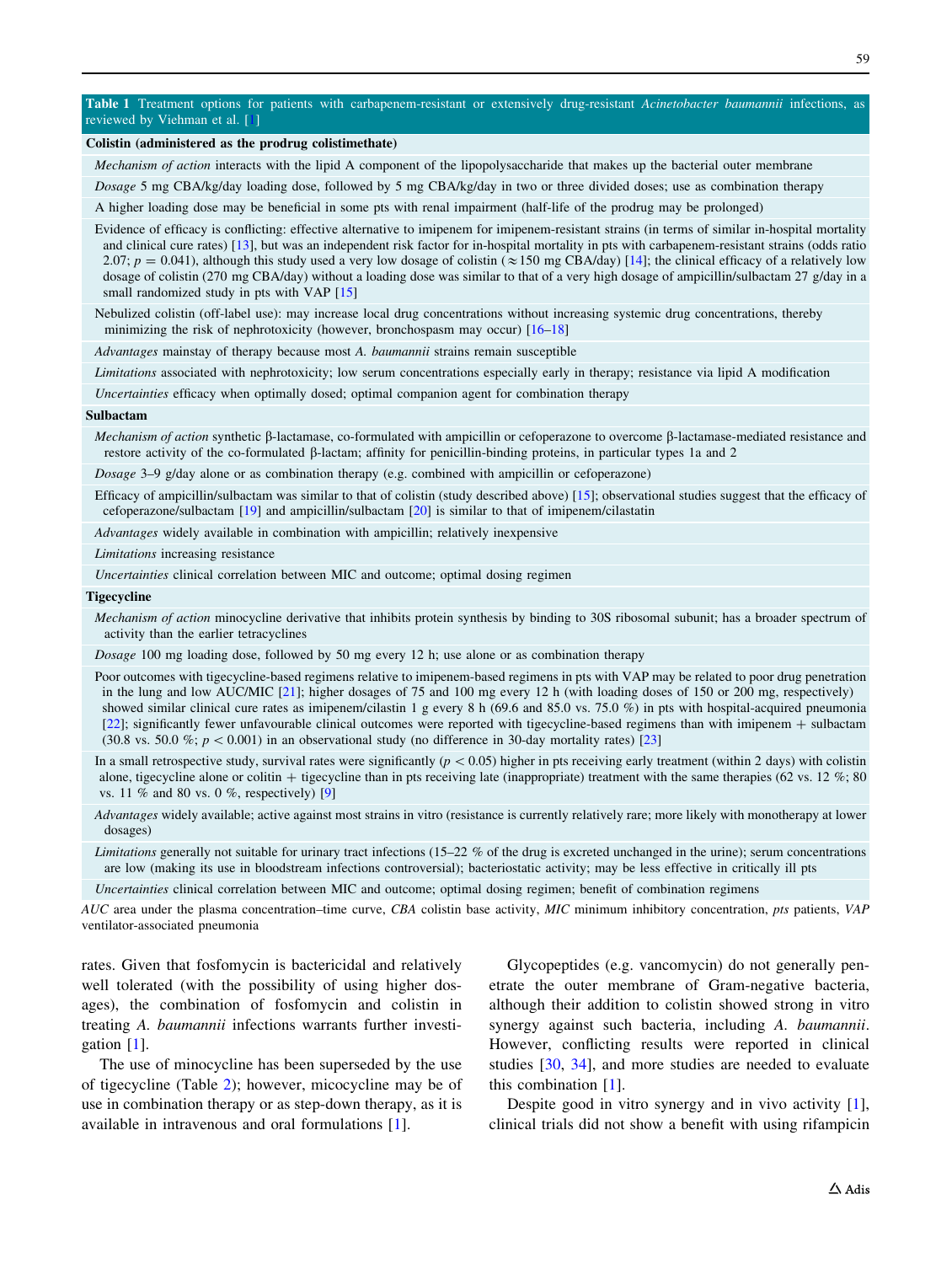**Table 1** Treatment options for patients with carbapenem-resistant or extensively drug-resistant *Acinetobacter baumannii* infections, as reviewed by Viehman et al. [1]

| |
|---|
| **Colistin (administered as the prodrug colistimethate)** |
| *Mechanism of action* interacts with the lipid A component of the lipopolysaccharide that makes up the bacterial outer membrane |
| *Dosage* 5 mg CBA/kg/day loading dose, followed by 5 mg CBA/kg/day in two or three divided doses; use as combination therapy |
| A higher loading dose may be beneficial in some pts with renal impairment (half-life of the prodrug may be prolonged) |
| Evidence of efficacy is conflicting: effective alternative to imipenem for imipenem-resistant strains (in terms of similar in-hospital mortality and clinical cure rates) [13], but was an independent risk factor for in-hospital mortality in pts with carbapenem-resistant strains (odds ratio 2.07; $p = 0.041$), although this study used a very low dosage of colistin ($\approx$150 mg CBA/day) [14]; the clinical efficacy of a relatively low dosage of colistin (270 mg CBA/day) without a loading dose was similar to that of a very high dosage of ampicillin/sulbactam 27 g/day in a small randomized study in pts with VAP [15] |
| Nebulized colistin (off-label use): may increase local drug concentrations without increasing systemic drug concentrations, thereby minimizing the risk of nephrotoxicity (however, bronchospasm may occur) [16–18] |
| *Advantages* mainstay of therapy because most *A. baumannii* strains remain susceptible |
| *Limitations* associated with nephrotoxicity; low serum concentrations especially early in therapy; resistance via lipid A modification |
| *Uncertainties* efficacy when optimally dosed; optimal companion agent for combination therapy |
| **Sulbactam** |
| *Mechanism of action* synthetic β-lactamase, co-formulated with ampicillin or cefoperazone to overcome β-lactamase-mediated resistance and restore activity of the co-formulated β-lactam; affinity for penicillin-binding proteins, in particular types 1a and 2 |
| *Dosage* 3–9 g/day alone or as combination therapy (e.g. combined with ampicillin or cefoperazone) |
| Efficacy of ampicillin/sulbactam was similar to that of colistin (study described above) [15]; observational studies suggest that the efficacy of cefoperazone/sulbactam [19] and ampicillin/sulbactam [20] is similar to that of imipenem/cilastatin |
| *Advantages* widely available in combination with ampicillin; relatively inexpensive |
| *Limitations* increasing resistance |
| *Uncertainties* clinical correlation between MIC and outcome; optimal dosing regimen |
| **Tigecycline** |
| *Mechanism of action* minocycline derivative that inhibits protein synthesis by binding to 30S ribosomal subunit; has a broader spectrum of activity than the earlier tetracyclines |
| *Dosage* 100 mg loading dose, followed by 50 mg every 12 h; use alone or as combination therapy |
| Poor outcomes with tigecycline-based regimens relative to imipenem-based regimens in pts with VAP may be related to poor drug penetration in the lung and low AUC/MIC [21]; higher dosages of 75 and 100 mg every 12 h (with loading doses of 150 or 200 mg, respectively) showed similar clinical cure rates as imipenem/cilastin 1 g every 8 h (69.6 and 85.0 % vs. 75.0 %) in pts with hospital-acquired pneumonia [22]; significantly fewer unfavourable clinical outcomes were reported with tigecycline-based regimens than with imipenem + sulbactam (30.8 vs. 50.0 %; $p < 0.001$) in an observational study (no difference in 30-day mortality rates) [23] |
| In a small retrospective study, survival rates were significantly ($p < 0.05$) higher in pts receiving early treatment (within 2 days) with colistin alone, tigecycline alone or colitin + tigecycline than in pts receiving late (inappropriate) treatment with the same therapies (62 vs. 12 %; 80 vs. 11 % and 80 vs. 0 %, respectively) [9] |
| *Advantages* widely available; active against most strains in vitro (resistance is currently relatively rare; more likely with monotherapy at lower dosages) |
| *Limitations* generally not suitable for urinary tract infections (15–22 % of the drug is excreted unchanged in the urine); serum concentrations are low (making its use in bloodstream infections controversial); bacteriostatic activity; may be less effective in critically ill pts |
| *Uncertainties* clinical correlation between MIC and outcome; optimal dosing regimen; benefit of combination regimens |

*AUC* area under the plasma concentration–time curve, *CBA* colistin base activity, *MIC* minimum inhibitory concentration, *pts* patients, *VAP* ventilator-associated pneumonia

rates. Given that fosfomycin is bactericidal and relatively well tolerated (with the possibility of using higher dosages), the combination of fosfomycin and colistin in treating *A. baumannii* infections warrants further investigation [1].

The use of minocycline has been superseded by the use of tigecycline (Table 2); however, micocycline may be of use in combination therapy or as step-down therapy, as it is available in intravenous and oral formulations [1].

Glycopeptides (e.g. vancomycin) do not generally penetrate the outer membrane of Gram-negative bacteria, although their addition to colistin showed strong in vitro synergy against such bacteria, including *A. baumannii*. However, conflicting results were reported in clinical studies [30, 34], and more studies are needed to evaluate this combination [1].

Despite good in vitro synergy and in vivo activity [1], clinical trials did not show a benefit with using rifampicin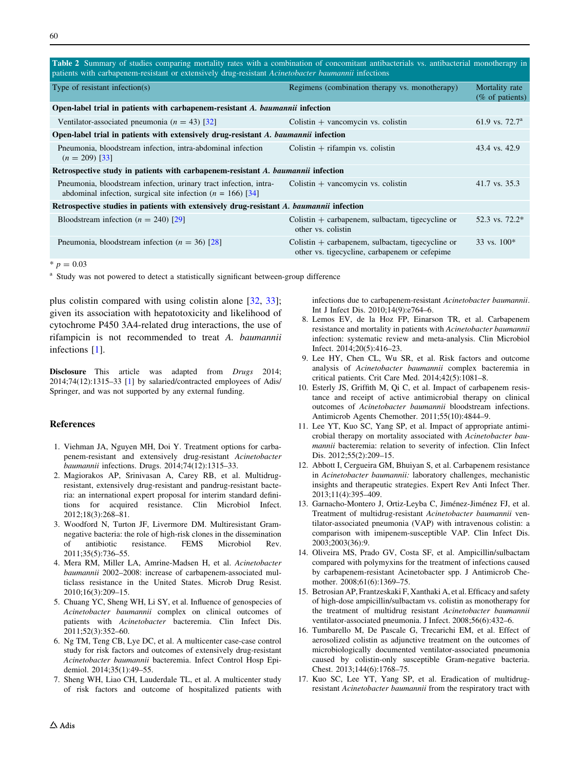**Table 2** Summary of studies comparing mortality rates with a combination of concomitant antibacterials vs. antibacterial monotherapy in patients with carbapenem-resistant or extensively drug-resistant *Acinetobacter baumannii* infections

| Type of resistant infection(s) | Regimens (combination therapy vs. monotherapy) | Mortality rate (% of patients) |
|---|---|---|
| **Open-label trial in patients with carbapenem-resistant *A. baumannii* infection** | | |
| Ventilator-associated pneumonia ($n = 43$) [32] | Colistin + vancomycin vs. colistin | 61.9 vs. 72.7[a] |
| **Open-label trial in patients with extensively drug-resistant *A. baumannii* infection** | | |
| Pneumonia, bloodstream infection, intra-abdominal infection ($n = 209$) [33] | Colistin + rifampin vs. colistin | 43.4 vs. 42.9 |
| **Retrospective study in patients with carbapenem-resistant *A. baumannii* infection** | | |
| Pneumonia, bloodstream infection, urinary tract infection, intra-abdominal infection, surgical site infection ($n = 166$) [34] | Colistin + vancomycin vs. colistin | 41.7 vs. 35.3 |
| **Retrospective studies in patients with extensively drug-resistant *A. baumannii* infection** | | |
| Bloodstream infection ($n = 240$) [29] | Colistin + carbapenem, sulbactam, tigecycline or other vs. colistin | 52.3 vs. 72.2* |
| Pneumonia, bloodstream infection ($n = 36$) [28] | Colistin + carbapenem, sulbactam, tigecycline or other vs. tigecycline, carbapenem or cefepime | 33 vs. 100* |

* $p = 0.03$

[a] Study was not powered to detect a statistically significant between-group difference

plus colistin compared with using colistin alone [32, 33]; given its association with hepatotoxicity and likelihood of cytochrome P450 3A4-related drug interactions, the use of rifampicin is not recommended to treat *A. baumannii* infections [1].

**Disclosure** This article was adapted from *Drugs* 2014; 2014;74(12):1315–33 [1] by salaried/contracted employees of Adis/Springer, and was not supported by any external funding.

## References

1. Viehman JA, Nguyen MH, Doi Y. Treatment options for carbapenem-resistant and extensively drug-resistant *Acinetobacter baumannii* infections. Drugs. 2014;74(12):1315–33.
2. Magiorakos AP, Srinivasan A, Carey RB, et al. Multidrug-resistant, extensively drug-resistant and pandrug-resistant bacteria: an international expert proposal for interim standard definitions for acquired resistance. Clin Microbiol Infect. 2012;18(3):268–81.
3. Woodford N, Turton JF, Livermore DM. Multiresistant Gram-negative bacteria: the role of high-risk clones in the dissemination of antibiotic resistance. FEMS Microbiol Rev. 2011;35(5):736–55.
4. Mera RM, Miller LA, Amrine-Madsen H, et al. *Acinetobacter baumannii* 2002–2008: increase of carbapenem-associated multiclass resistance in the United States. Microb Drug Resist. 2010;16(3):209–15.
5. Chuang YC, Sheng WH, Li SY, et al. Influence of genospecies of *Acinetobacter baumannii* complex on clinical outcomes of patients with *Acinetobacter* bacteremia. Clin Infect Dis. 2011;52(3):352–60.
6. Ng TM, Teng CB, Lye DC, et al. A multicenter case-case control study for risk factors and outcomes of extensively drug-resistant *Acinetobacter baumannii* bacteremia. Infect Control Hosp Epidemiol. 2014;35(1):49–55.
7. Sheng WH, Liao CH, Lauderdale TL, et al. A multicenter study of risk factors and outcome of hospitalized patients with infections due to carbapenem-resistant *Acinetobacter baumannii*. Int J Infect Dis. 2010;14(9):e764–6.
8. Lemos EV, de la Hoz FP, Einarson TR, et al. Carbapenem resistance and mortality in patients with *Acinetobacter baumannii* infection: systematic review and meta-analysis. Clin Microbiol Infect. 2014;20(5):416–23.
9. Lee HY, Chen CL, Wu SR, et al. Risk factors and outcome analysis of *Acinetobacter baumannii* complex bacteremia in critical patients. Crit Care Med. 2014;42(5):1081–8.
10. Esterly JS, Griffith M, Qi C, et al. Impact of carbapenem resistance and receipt of active antimicrobial therapy on clinical outcomes of *Acinetobacter baumannii* bloodstream infections. Antimicrob Agents Chemother. 2011;55(10):4844–9.
11. Lee YT, Kuo SC, Yang SP, et al. Impact of appropriate antimicrobial therapy on mortality associated with *Acinetobacter baumannii* bacteremia: relation to severity of infection. Clin Infect Dis. 2012;55(2):209–15.
12. Abbott I, Cergueira GM, Bhuiyan S, et al. Carbapenem resistance in *Acinetobacter baumannii:* laboratory challenges, mechanistic insights and therapeutic strategies. Expert Rev Anti Infect Ther. 2013;11(4):395–409.
13. Garnacho-Montero J, Ortiz-Leyba C, Jiménez-Jiménez FJ, et al. Treatment of multidrug-resistant *Acinetobacter baumannii* ventilator-associated pneumonia (VAP) with intravenous colistin: a comparison with imipenem-susceptible VAP. Clin Infect Dis. 2003;2003(36):9.
14. Oliveira MS, Prado GV, Costa SF, et al. Ampicillin/sulbactam compared with polymyxins for the treatment of infections caused by carbapenem-resistant Acinetobacter spp. J Antimicrob Chemother. 2008;61(6):1369–75.
15. Betrosian AP, Frantzeskaki F, Xanthaki A, et al. Efficacy and safety of high-dose ampicillin/sulbactam vs. colistin as monotherapy for the treatment of multidrug resistant *Acinetobacter baumannii* ventilator-associated pneumonia. J Infect. 2008;56(6):432–6.
16. Tumbarello M, De Pascale G, Trecarichi EM, et al. Effect of aerosolized colistin as adjunctive treatment on the outcomes of microbiologically documented ventilator-associated pneumonia caused by colistin-only susceptible Gram-negative bacteria. Chest. 2013;144(6):1768–75.
17. Kuo SC, Lee YT, Yang SP, et al. Eradication of multidrug-resistant *Acinetobacter baumannii* from the respiratory tract with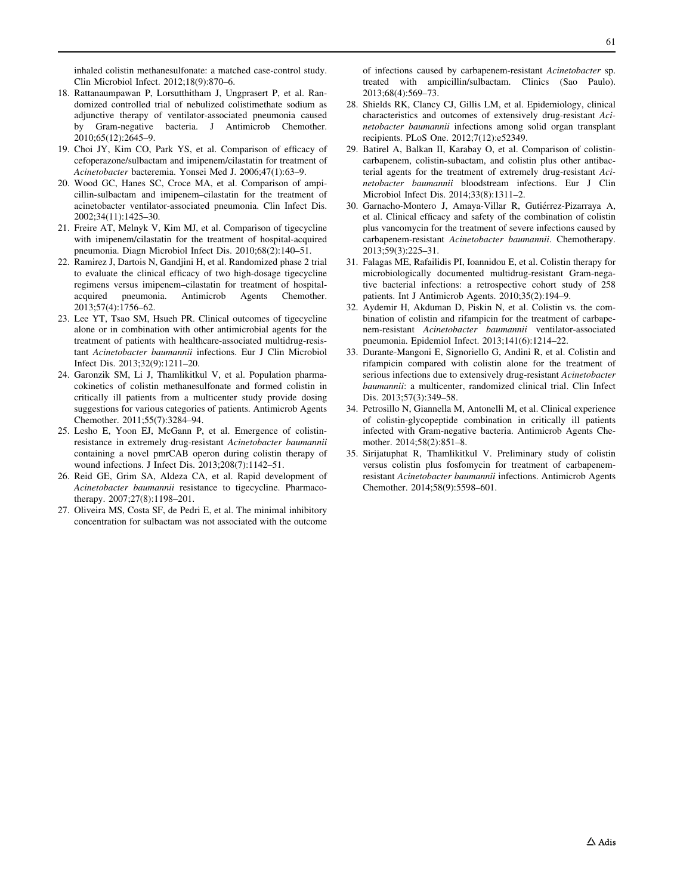inhaled colistin methanesulfonate: a matched case-control study. Clin Microbiol Infect. 2012;18(9):870–6.

18. Rattanaumpawan P, Lorsutthitham J, Ungprasert P, et al. Randomized controlled trial of nebulized colistimethate sodium as adjunctive therapy of ventilator-associated pneumonia caused by Gram-negative bacteria. J Antimicrob Chemother. 2010;65(12):2645–9.
19. Choi JY, Kim CO, Park YS, et al. Comparison of efficacy of cefoperazone/sulbactam and imipenem/cilastatin for treatment of *Acinetobacter* bacteremia. Yonsei Med J. 2006;47(1):63–9.
20. Wood GC, Hanes SC, Croce MA, et al. Comparison of ampicillin-sulbactam and imipenem–cilastatin for the treatment of acinetobacter ventilator-associated pneumonia. Clin Infect Dis. 2002;34(11):1425–30.
21. Freire AT, Melnyk V, Kim MJ, et al. Comparison of tigecycline with imipenem/cilastatin for the treatment of hospital-acquired pneumonia. Diagn Microbiol Infect Dis. 2010;68(2):140–51.
22. Ramirez J, Dartois N, Gandjini H, et al. Randomized phase 2 trial to evaluate the clinical efficacy of two high-dosage tigecycline regimens versus imipenem–cilastatin for treatment of hospital-acquired pneumonia. Antimicrob Agents Chemother. 2013;57(4):1756–62.
23. Lee YT, Tsao SM, Hsueh PR. Clinical outcomes of tigecycline alone or in combination with other antimicrobial agents for the treatment of patients with healthcare-associated multidrug-resistant *Acinetobacter baumannii* infections. Eur J Clin Microbiol Infect Dis. 2013;32(9):1211–20.
24. Garonzik SM, Li J, Thamlikitkul V, et al. Population pharmacokinetics of colistin methanesulfonate and formed colistin in critically ill patients from a multicenter study provide dosing suggestions for various categories of patients. Antimicrob Agents Chemother. 2011;55(7):3284–94.
25. Lesho E, Yoon EJ, McGann P, et al. Emergence of colistin-resistance in extremely drug-resistant *Acinetobacter baumannii* containing a novel pmrCAB operon during colistin therapy of wound infections. J Infect Dis. 2013;208(7):1142–51.
26. Reid GE, Grim SA, Aldeza CA, et al. Rapid development of *Acinetobacter baumannii* resistance to tigecycline. Pharmacotherapy. 2007;27(8):1198–201.
27. Oliveira MS, Costa SF, de Pedri E, et al. The minimal inhibitory concentration for sulbactam was not associated with the outcome of infections caused by carbapenem-resistant *Acinetobacter* sp. treated with ampicillin/sulbactam. Clinics (Sao Paulo). 2013;68(4):569–73.
28. Shields RK, Clancy CJ, Gillis LM, et al. Epidemiology, clinical characteristics and outcomes of extensively drug-resistant *Acinetobacter baumannii* infections among solid organ transplant recipients. PLoS One. 2012;7(12):e52349.
29. Batirel A, Balkan II, Karabay O, et al. Comparison of colistin-carbapenem, colistin-subactam, and colistin plus other antibacterial agents for the treatment of extremely drug-resistant *Acinetobacter baumannii* bloodstream infections. Eur J Clin Microbiol Infect Dis. 2014;33(8):1311–2.
30. Garnacho-Montero J, Amaya-Villar R, Gutiérrez-Pizarraya A, et al. Clinical efficacy and safety of the combination of colistin plus vancomycin for the treatment of severe infections caused by carbapenem-resistant *Acinetobacter baumannii*. Chemotherapy. 2013;59(3):225–31.
31. Falagas ME, Rafailidis PI, Ioannidou E, et al. Colistin therapy for microbiologically documented multidrug-resistant Gram-negative bacterial infections: a retrospective cohort study of 258 patients. Int J Antimicrob Agents. 2010;35(2):194–9.
32. Aydemir H, Akduman D, Piskin N, et al. Colistin vs. the combination of colistin and rifampicin for the treatment of carbapenem-resistant *Acinetobacter baumannii* ventilator-associated pneumonia. Epidemiol Infect. 2013;141(6):1214–22.
33. Durante-Mangoni E, Signoriello G, Andini R, et al. Colistin and rifampicin compared with colistin alone for the treatment of serious infections due to extensively drug-resistant *Acinetobacter baumannii*: a multicenter, randomized clinical trial. Clin Infect Dis. 2013;57(3):349–58.
34. Petrosillo N, Giannella M, Antonelli M, et al. Clinical experience of colistin-glycopeptide combination in critically ill patients infected with Gram-negative bacteria. Antimicrob Agents Chemother. 2014;58(2):851–8.
35. Sirijatuphat R, Thamlikitkul V. Preliminary study of colistin versus colistin plus fosfomycin for treatment of carbapenem-resistant *Acinetobacter baumannii* infections. Antimicrob Agents Chemother. 2014;58(9):5598–601.